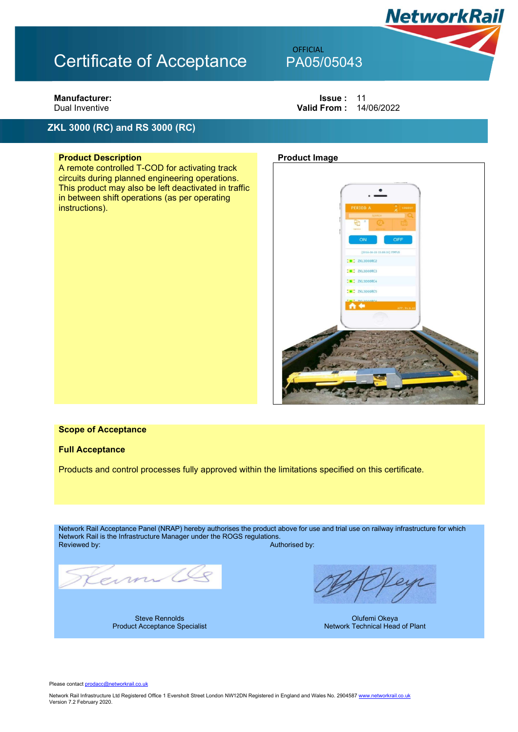# Certificate of Acceptance

OFFICIAL

PA05/05043

NetworkRail

**Manufacturer:**
Dual Inventive

**Issue :** 11
**Valid From :** 14/06/2022

## ZKL 3000 (RC) and RS 3000 (RC)

**Product Description**

A remote controlled T-COD for activating track circuits during planned engineering operations. This product may also be left deactivated in traffic in between shift operations (as per operating instructions).

**Product Image**

**Scope of Acceptance**

**Full Acceptance**

Products and control processes fully approved within the limitations specified on this certificate.

Network Rail Acceptance Panel (NRAP) hereby authorises the product above for use and trial use on railway infrastructure for which Network Rail is the Infrastructure Manager under the ROGS regulations.

| Reviewed by: | Authorised by: |
| --- | --- |
| Steve Rennolds<br>Product Acceptance Specialist | Olufemi Okeya<br>Network Technical Head of Plant |

Please contact prodacc@networkrail.co.uk

Network Rail Infrastructure Ltd Registered Office 1 Eversholt Street London NW12DN Registered in England and Wales No. 2904587 www.networkrail.co.uk
Version 7.2 February 2020.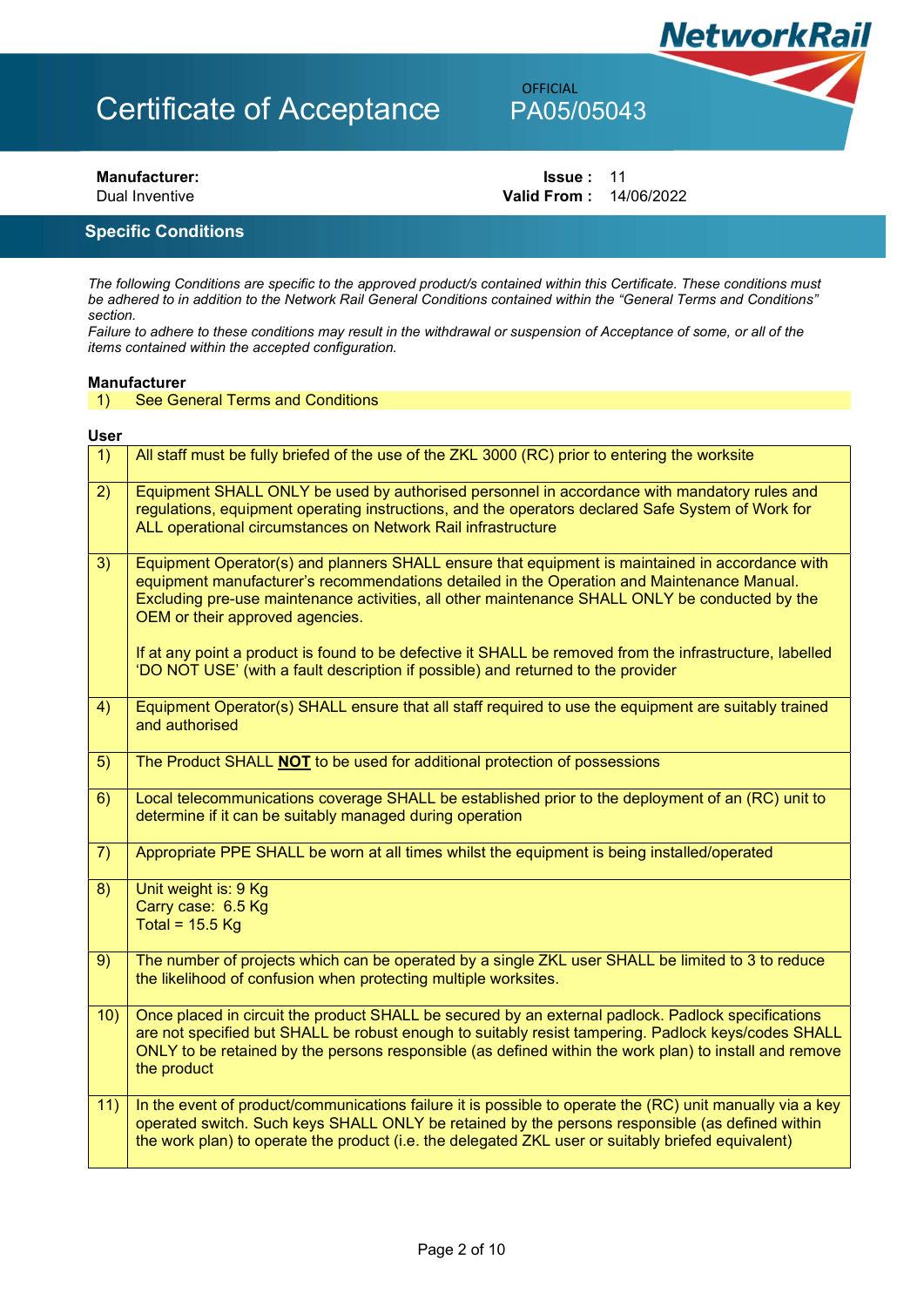# Certificate of Acceptance

OFFICIAL
PA05/05043

**Manufacturer:**
Dual Inventive

**Issue :** 11
**Valid From :** 14/06/2022

## Specific Conditions

*The following Conditions are specific to the approved product/s contained within this Certificate. These conditions must be adhered to in addition to the Network Rail General Conditions contained within the "General Terms and Conditions" section.*
*Failure to adhere to these conditions may result in the withdrawal or suspension of Acceptance of some, or all of the items contained within the accepted configuration.*

**Manufacturer**

| 1) | See General Terms and Conditions |
|---|---|

**User**

| | |
|---|---|
| 1) | All staff must be fully briefed of the use of the ZKL 3000 (RC) prior to entering the worksite |
| 2) | Equipment SHALL ONLY be used by authorised personnel in accordance with mandatory rules and regulations, equipment operating instructions, and the operators declared Safe System of Work for ALL operational circumstances on Network Rail infrastructure |
| 3) | Equipment Operator(s) and planners SHALL ensure that equipment is maintained in accordance with equipment manufacturer's recommendations detailed in the Operation and Maintenance Manual. Excluding pre-use maintenance activities, all other maintenance SHALL ONLY be conducted by the OEM or their approved agencies.<br><br>If at any point a product is found to be defective it SHALL be removed from the infrastructure, labelled 'DO NOT USE' (with a fault description if possible) and returned to the provider |
| 4) | Equipment Operator(s) SHALL ensure that all staff required to use the equipment are suitably trained and authorised |
| 5) | The Product SHALL **NOT** to be used for additional protection of possessions |
| 6) | Local telecommunications coverage SHALL be established prior to the deployment of an (RC) unit to determine if it can be suitably managed during operation |
| 7) | Appropriate PPE SHALL be worn at all times whilst the equipment is being installed/operated |
| 8) | Unit weight is: 9 Kg<br>Carry case: 6.5 Kg<br>Total = 15.5 Kg |
| 9) | The number of projects which can be operated by a single ZKL user SHALL be limited to 3 to reduce the likelihood of confusion when protecting multiple worksites. |
| 10) | Once placed in circuit the product SHALL be secured by an external padlock. Padlock specifications are not specified but SHALL be robust enough to suitably resist tampering. Padlock keys/codes SHALL ONLY to be retained by the persons responsible (as defined within the work plan) to install and remove the product |
| 11) | In the event of product/communications failure it is possible to operate the (RC) unit manually via a key operated switch. Such keys SHALL ONLY be retained by the persons responsible (as defined within the work plan) to operate the product (i.e. the delegated ZKL user or suitably briefed equivalent) |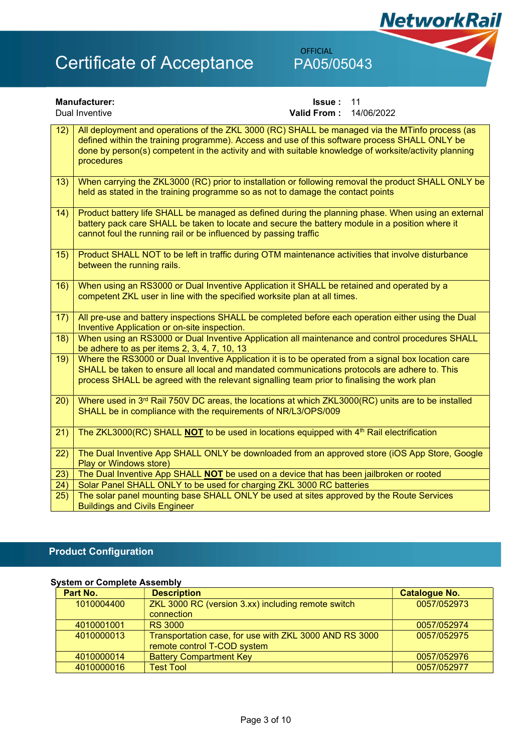**Manufacturer:** Dual Inventive

**Issue :** 11
**Valid From :** 14/06/2022

| | |
|---|---|
| 12) | All deployment and operations of the ZKL 3000 (RC) SHALL be managed via the MTinfo process (as defined within the training programme). Access and use of this software process SHALL ONLY be done by person(s) competent in the activity and with suitable knowledge of worksite/activity planning procedures |
| 13) | When carrying the ZKL3000 (RC) prior to installation or following removal the product SHALL ONLY be held as stated in the training programme so as not to damage the contact points |
| 14) | Product battery life SHALL be managed as defined during the planning phase. When using an external battery pack care SHALL be taken to locate and secure the battery module in a position where it cannot foul the running rail or be influenced by passing traffic |
| 15) | Product SHALL NOT to be left in traffic during OTM maintenance activities that involve disturbance between the running rails. |
| 16) | When using an RS3000 or Dual Inventive Application it SHALL be retained and operated by a competent ZKL user in line with the specified worksite plan at all times. |
| 17) | All pre-use and battery inspections SHALL be completed before each operation either using the Dual Inventive Application or on-site inspection. |
| 18) | When using an RS3000 or Dual Inventive Application all maintenance and control procedures SHALL be adhere to as per items 2, 3, 4, 7, 10, 13 |
| 19) | Where the RS3000 or Dual Inventive Application it is to be operated from a signal box location care SHALL be taken to ensure all local and mandated communications protocols are adhere to. This process SHALL be agreed with the relevant signalling team prior to finalising the work plan |
| 20) | Where used in 3rd Rail 750V DC areas, the locations at which ZKL3000(RC) units are to be installed SHALL be in compliance with the requirements of NR/L3/OPS/009 |
| 21) | The ZKL3000(RC) SHALL **NOT** to be used in locations equipped with 4th Rail electrification |
| 22) | The Dual Inventive App SHALL ONLY be downloaded from an approved store (iOS App Store, Google Play or Windows store) |
| 23) | The Dual Inventive App SHALL **NOT** be used on a device that has been jailbroken or rooted |
| 24) | Solar Panel SHALL ONLY to be used for charging ZKL 3000 RC batteries |
| 25) | The solar panel mounting base SHALL ONLY be used at sites approved by the Route Services Buildings and Civils Engineer |

## Product Configuration

**System or Complete Assembly**

| Part No. | Description | Catalogue No. |
|---|---|---|
| 1010004400 | ZKL 3000 RC (version 3.xx) including remote switch connection | 0057/052973 |
| 4010001001 | RS 3000 | 0057/052974 |
| 4010000013 | Transportation case, for use with ZKL 3000 AND RS 3000 remote control T-COD system | 0057/052975 |
| 4010000014 | Battery Compartment Key | 0057/052976 |
| 4010000016 | Test Tool | 0057/052977 |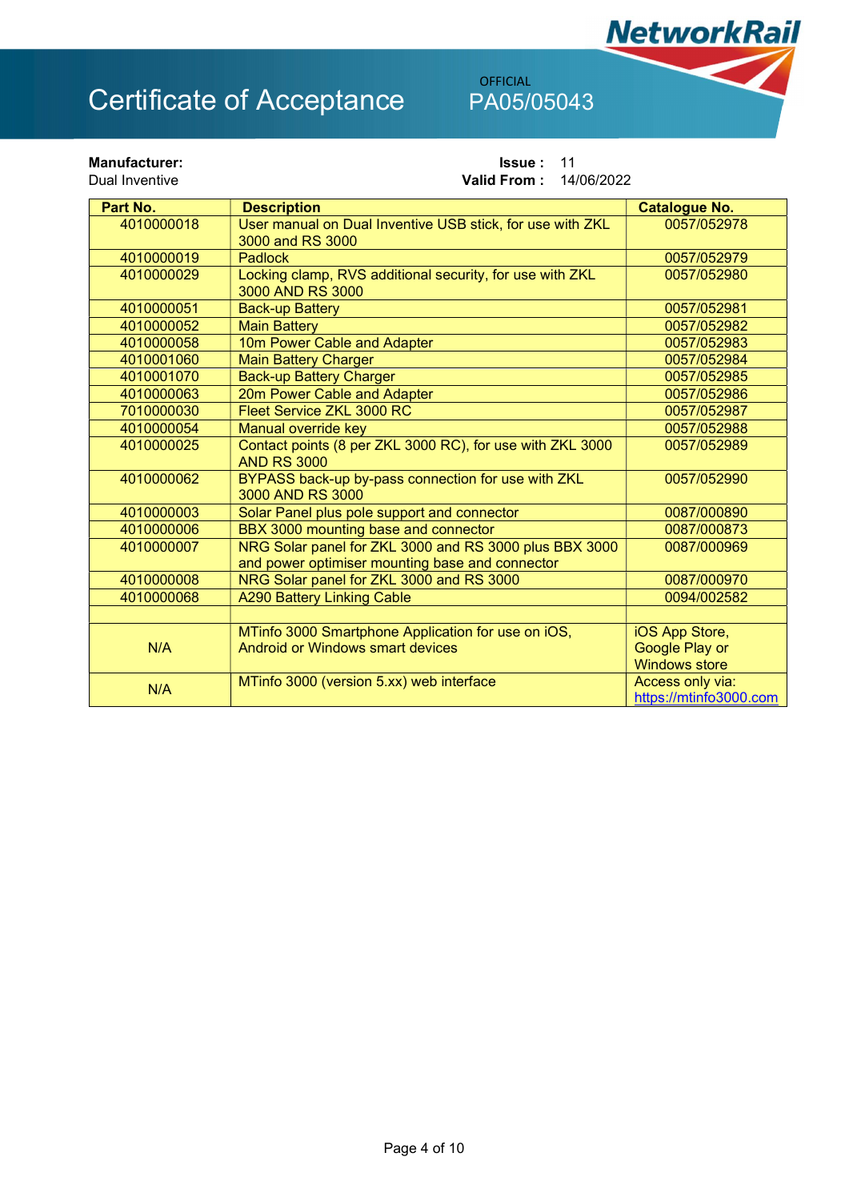# Certificate of Acceptance

OFFICIAL
PA05/05043

**Manufacturer:**
Dual Inventive

**Issue :** 11
**Valid From :** 14/06/2022

| Part No. | Description | Catalogue No. |
|---|---|---|
| 4010000018 | User manual on Dual Inventive USB stick, for use with ZKL 3000 and RS 3000 | 0057/052978 |
| 4010000019 | Padlock | 0057/052979 |
| 4010000029 | Locking clamp, RVS additional security, for use with ZKL 3000 AND RS 3000 | 0057/052980 |
| 4010000051 | Back-up Battery | 0057/052981 |
| 4010000052 | Main Battery | 0057/052982 |
| 4010000058 | 10m Power Cable and Adapter | 0057/052983 |
| 4010001060 | Main Battery Charger | 0057/052984 |
| 4010001070 | Back-up Battery Charger | 0057/052985 |
| 4010000063 | 20m Power Cable and Adapter | 0057/052986 |
| 7010000030 | Fleet Service ZKL 3000 RC | 0057/052987 |
| 4010000054 | Manual override key | 0057/052988 |
| 4010000025 | Contact points (8 per ZKL 3000 RC), for use with ZKL 3000 AND RS 3000 | 0057/052989 |
| 4010000062 | BYPASS back-up by-pass connection for use with ZKL 3000 AND RS 3000 | 0057/052990 |
| 4010000003 | Solar Panel plus pole support and connector | 0087/000890 |
| 4010000006 | BBX 3000 mounting base and connector | 0087/000873 |
| 4010000007 | NRG Solar panel for ZKL 3000 and RS 3000 plus BBX 3000 and power optimiser mounting base and connector | 0087/000969 |
| 4010000008 | NRG Solar panel for ZKL 3000 and RS 3000 | 0087/000970 |
| 4010000068 | A290 Battery Linking Cable | 0094/002582 |
| | | |
| N/A | MTinfo 3000 Smartphone Application for use on iOS, Android or Windows smart devices | iOS App Store, Google Play or Windows store |
| N/A | MTinfo 3000 (version 5.xx) web interface | Access only via: https://mtinfo3000.com |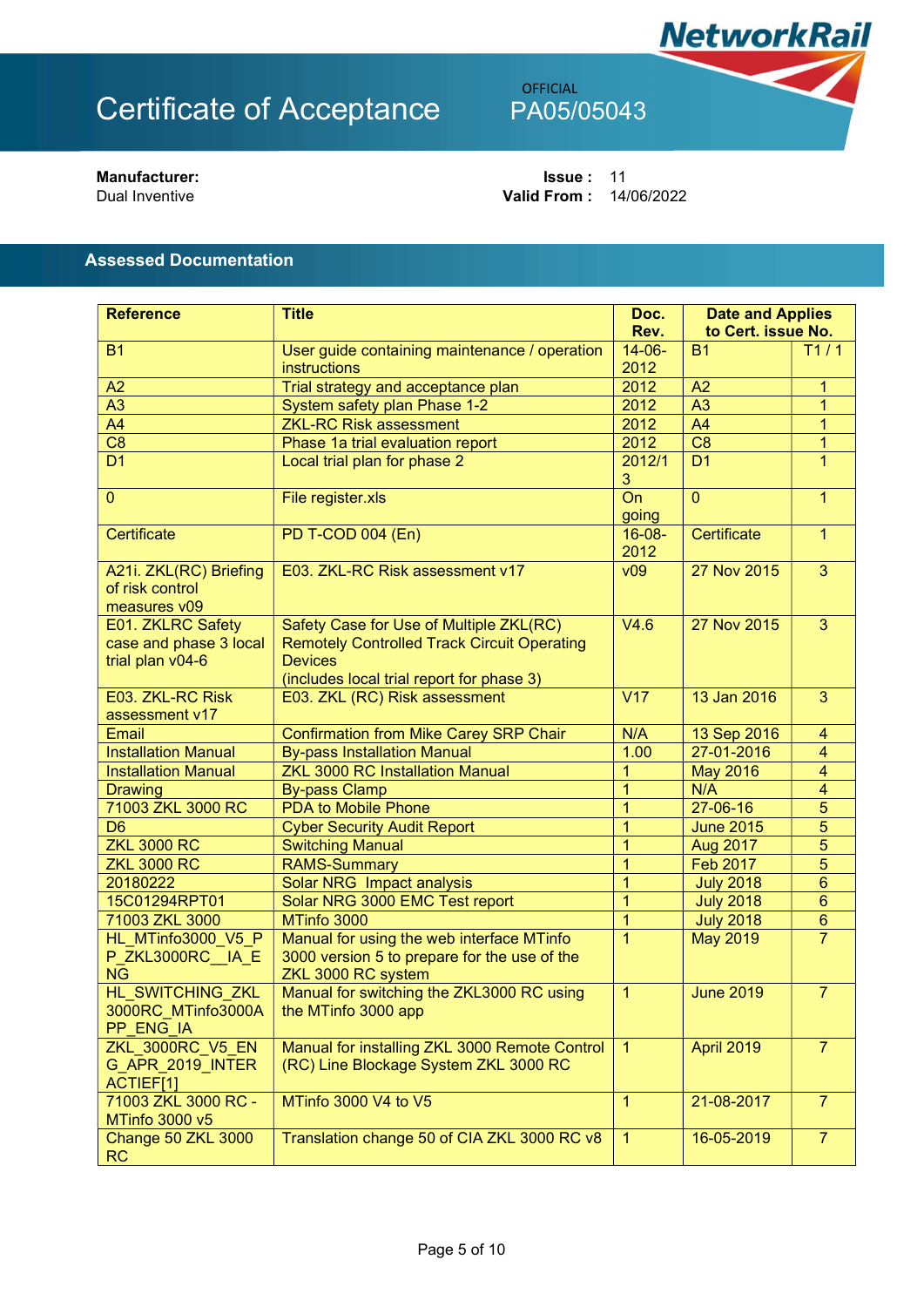# Certificate of Acceptance

OFFICIAL
PA05/05043

**Manufacturer:**
Dual Inventive

**Issue :** 11
**Valid From :** 14/06/2022

## Assessed Documentation

| Reference | Title | Doc. Rev. | Date and Applies to Cert. issue No. | |
|---|---|---|---|---|
| B1 | User guide containing maintenance / operation instructions | 14-06-2012 | B1 | T1 / 1 |
| A2 | Trial strategy and acceptance plan | 2012 | A2 | 1 |
| A3 | System safety plan Phase 1-2 | 2012 | A3 | 1 |
| A4 | ZKL-RC Risk assessment | 2012 | A4 | 1 |
| C8 | Phase 1a trial evaluation report | 2012 | C8 | 1 |
| D1 | Local trial plan for phase 2 | 2012/13 | D1 | 1 |
| 0 | File register.xls | On going | 0 | 1 |
| Certificate | PD T-COD 004 (En) | 16-08-2012 | Certificate | 1 |
| A21i. ZKL(RC) Briefing of risk control measures v09 | E03. ZKL-RC Risk assessment v17 | v09 | 27 Nov 2015 | 3 |
| E01. ZKLRC Safety case and phase 3 local trial plan v04-6 | Safety Case for Use of Multiple ZKL(RC) Remotely Controlled Track Circuit Operating Devices (includes local trial report for phase 3) | V4.6 | 27 Nov 2015 | 3 |
| E03. ZKL-RC Risk assessment v17 | E03. ZKL (RC) Risk assessment | V17 | 13 Jan 2016 | 3 |
| Email | Confirmation from Mike Carey SRP Chair | N/A | 13 Sep 2016 | 4 |
| Installation Manual | By-pass Installation Manual | 1.00 | 27-01-2016 | 4 |
| Installation Manual | ZKL 3000 RC Installation Manual | 1 | May 2016 | 4 |
| Drawing | By-pass Clamp | 1 | N/A | 4 |
| 71003 ZKL 3000 RC | PDA to Mobile Phone | 1 | 27-06-16 | 5 |
| D6 | Cyber Security Audit Report | 1 | June 2015 | 5 |
| ZKL 3000 RC | Switching Manual | 1 | Aug 2017 | 5 |
| ZKL 3000 RC | RAMS-Summary | 1 | Feb 2017 | 5 |
| 20180222 | Solar NRG Impact analysis | 1 | July 2018 | 6 |
| 15C01294RPT01 | Solar NRG 3000 EMC Test report | 1 | July 2018 | 6 |
| 71003 ZKL 3000 | MTinfo 3000 | 1 | July 2018 | 6 |
| HL_MTinfo3000_V5_PP_ZKL3000RC__IA_ENG | Manual for using the web interface MTinfo 3000 version 5 to prepare for the use of the ZKL 3000 RC system | 1 | May 2019 | 7 |
| HL_SWITCHING_ZKL3000RC_MTinfo3000APP_ENG_IA | Manual for switching the ZKL3000 RC using the MTinfo 3000 app | 1 | June 2019 | 7 |
| ZKL_3000RC_V5_ENG_APR_2019_INTERACTIEF[1] | Manual for installing ZKL 3000 Remote Control (RC) Line Blockage System ZKL 3000 RC | 1 | April 2019 | 7 |
| 71003 ZKL 3000 RC - MTinfo 3000 v5 | MTinfo 3000 V4 to V5 | 1 | 21-08-2017 | 7 |
| Change 50 ZKL 3000 RC | Translation change 50 of CIA ZKL 3000 RC v8 | 1 | 16-05-2019 | 7 |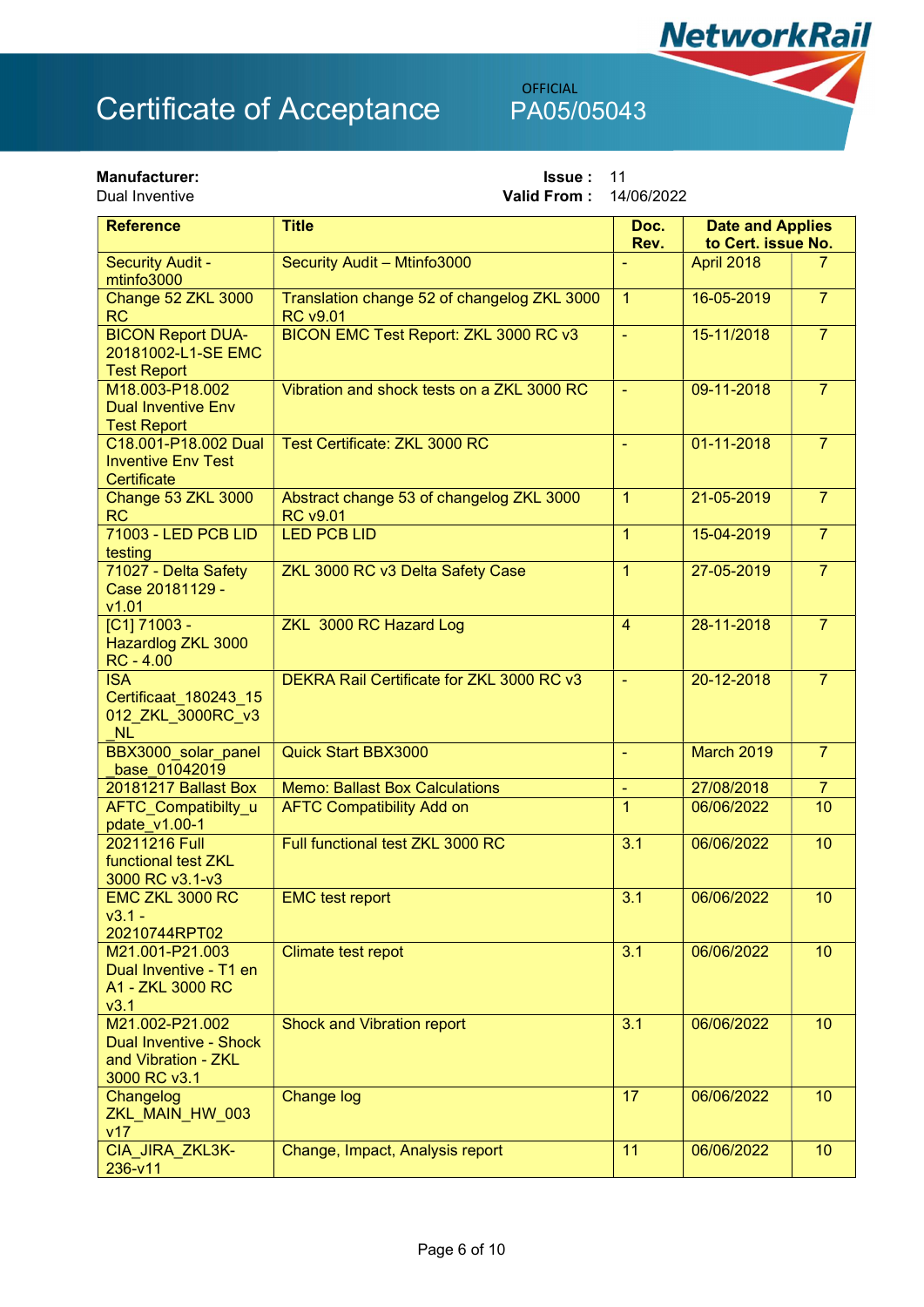# Certificate of Acceptance

OFFICIAL

PA05/05043

**Manufacturer:**
Dual Inventive

**Issue :** 11
**Valid From :** 14/06/2022

| Reference | Title | Doc. Rev. | Date and Applies to Cert. issue No. | |
|---|---|---|---|---|
| Security Audit - mtinfo3000 | Security Audit – Mtinfo3000 | - | April 2018 | 7 |
| Change 52 ZKL 3000 RC | Translation change 52 of changelog ZKL 3000 RC v9.01 | 1 | 16-05-2019 | 7 |
| BICON Report DUA-20181002-L1-SE EMC Test Report | BICON EMC Test Report: ZKL 3000 RC v3 | - | 15-11/2018 | 7 |
| M18.003-P18.002 Dual Inventive Env Test Report | Vibration and shock tests on a ZKL 3000 RC | - | 09-11-2018 | 7 |
| C18.001-P18.002 Dual Inventive Env Test Certificate | Test Certificate: ZKL 3000 RC | - | 01-11-2018 | 7 |
| Change 53 ZKL 3000 RC | Abstract change 53 of changelog ZKL 3000 RC v9.01 | 1 | 21-05-2019 | 7 |
| 71003 - LED PCB LID testing | LED PCB LID | 1 | 15-04-2019 | 7 |
| 71027 - Delta Safety Case 20181129 - v1.01 | ZKL 3000 RC v3 Delta Safety Case | 1 | 27-05-2019 | 7 |
| [C1] 71003 - Hazardlog ZKL 3000 RC - 4.00 | ZKL 3000 RC Hazard Log | 4 | 28-11-2018 | 7 |
| ISA Certificaat_180243_15 012_ZKL_3000RC_v3 _NL | DEKRA Rail Certificate for ZKL 3000 RC v3 | - | 20-12-2018 | 7 |
| BBX3000_solar_panel _base_01042019 | Quick Start BBX3000 | - | March 2019 | 7 |
| 20181217 Ballast Box | Memo: Ballast Box Calculations | - | 27/08/2018 | 7 |
| AFTC_Compatibilty_u pdate_v1.00-1 | AFTC Compatibility Add on | 1 | 06/06/2022 | 10 |
| 20211216 Full functional test ZKL 3000 RC v3.1-v3 | Full functional test ZKL 3000 RC | 3.1 | 06/06/2022 | 10 |
| EMC ZKL 3000 RC v3.1 - 20210744RPT02 | EMC test report | 3.1 | 06/06/2022 | 10 |
| M21.001-P21.003 Dual Inventive - T1 en A1 - ZKL 3000 RC v3.1 | Climate test repot | 3.1 | 06/06/2022 | 10 |
| M21.002-P21.002 Dual Inventive - Shock and Vibration - ZKL 3000 RC v3.1 | Shock and Vibration report | 3.1 | 06/06/2022 | 10 |
| Changelog ZKL_MAIN_HW_003 v17 | Change log | 17 | 06/06/2022 | 10 |
| CIA_JIRA_ZKL3K-236-v11 | Change, Impact, Analysis report | 11 | 06/06/2022 | 10 |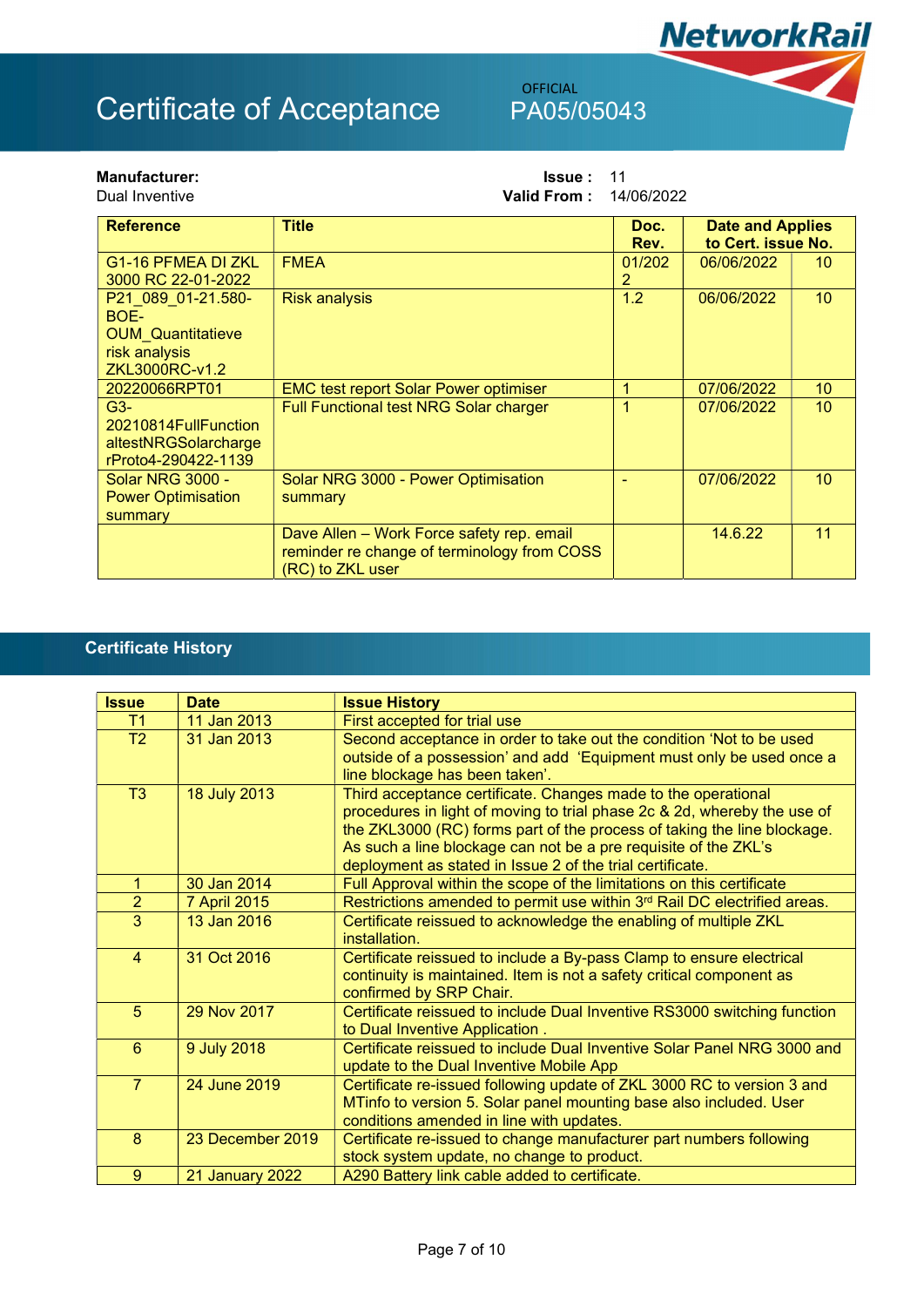# Certificate of Acceptance

OFFICIAL

PA05/05043

**Manufacturer:**
Dual Inventive

**Issue :** 11
**Valid From :** 14/06/2022

| Reference | Title | Doc. Rev. | Date and Applies to Cert. issue No. | |
|---|---|---|---|---|
| G1-16 PFMEA DI ZKL 3000 RC 22-01-2022 | FMEA | 01/2022 | 06/06/2022 | 10 |
| P21_089_01-21.580-BOE-OUM_Quantitatieve risk analysis ZKL3000RC-v1.2 | Risk analysis | 1.2 | 06/06/2022 | 10 |
| 20220066RPT01 | EMC test report Solar Power optimiser | 1 | 07/06/2022 | 10 |
| G3-20210814FullFunctionaltestNRGSolarchargerProto4-290422-1139 | Full Functional test NRG Solar charger | 1 | 07/06/2022 | 10 |
| Solar NRG 3000 - Power Optimisation summary | Solar NRG 3000 - Power Optimisation summary | - | 07/06/2022 | 10 |
| | Dave Allen – Work Force safety rep. email reminder re change of terminology from COSS (RC) to ZKL user | | 14.6.22 | 11 |

## Certificate History

| Issue | Date | Issue History |
|---|---|---|
| T1 | 11 Jan 2013 | First accepted for trial use |
| T2 | 31 Jan 2013 | Second acceptance in order to take out the condition 'Not to be used outside of a possession' and add 'Equipment must only be used once a line blockage has been taken'. |
| T3 | 18 July 2013 | Third acceptance certificate. Changes made to the operational procedures in light of moving to trial phase 2c & 2d, whereby the use of the ZKL3000 (RC) forms part of the process of taking the line blockage. As such a line blockage can not be a pre requisite of the ZKL's deployment as stated in Issue 2 of the trial certificate. |
| 1 | 30 Jan 2014 | Full Approval within the scope of the limitations on this certificate |
| 2 | 7 April 2015 | Restrictions amended to permit use within 3rd Rail DC electrified areas. |
| 3 | 13 Jan 2016 | Certificate reissued to acknowledge the enabling of multiple ZKL installation. |
| 4 | 31 Oct 2016 | Certificate reissued to include a By-pass Clamp to ensure electrical continuity is maintained. Item is not a safety critical component as confirmed by SRP Chair. |
| 5 | 29 Nov 2017 | Certificate reissued to include Dual Inventive RS3000 switching function to Dual Inventive Application . |
| 6 | 9 July 2018 | Certificate reissued to include Dual Inventive Solar Panel NRG 3000 and update to the Dual Inventive Mobile App |
| 7 | 24 June 2019 | Certificate re-issued following update of ZKL 3000 RC to version 3 and MTinfo to version 5. Solar panel mounting base also included. User conditions amended in line with updates. |
| 8 | 23 December 2019 | Certificate re-issued to change manufacturer part numbers following stock system update, no change to product. |
| 9 | 21 January 2022 | A290 Battery link cable added to certificate. |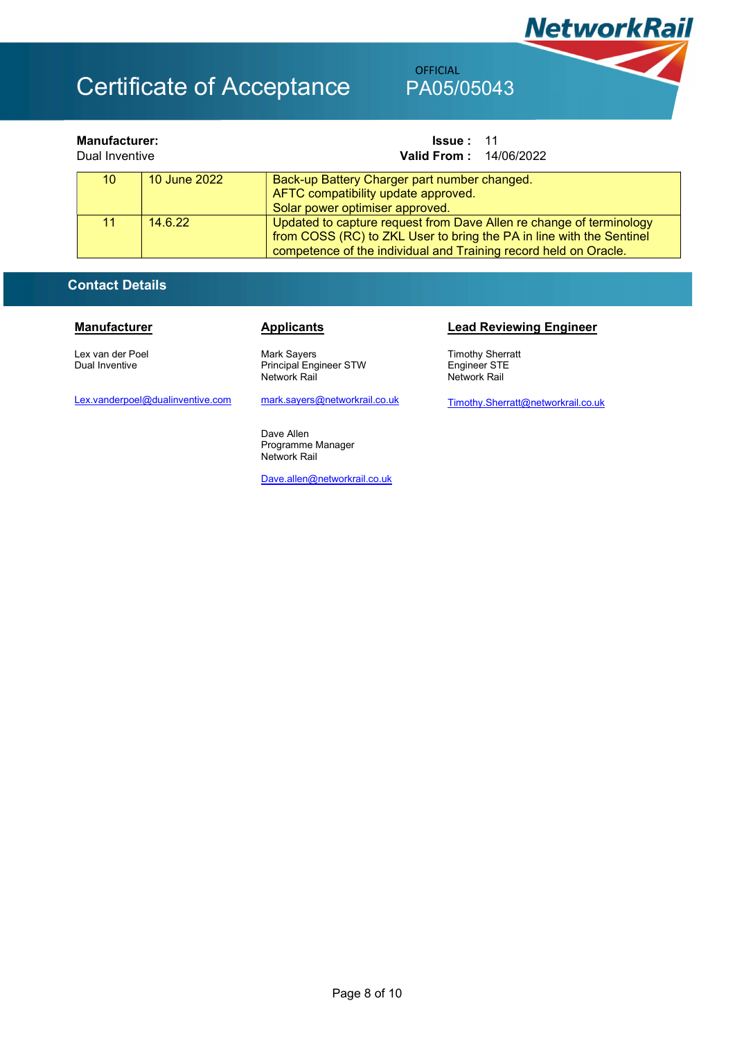# Certificate of Acceptance

OFFICIAL

PA05/05043

**Manufacturer:**
Dual Inventive

**Issue :** 11
**Valid From :** 14/06/2022

| | | |
|---|---|---|
| 10 | 10 June 2022 | Back-up Battery Charger part number changed.<br>AFTC compatibility update approved.<br>Solar power optimiser approved. |
| 11 | 14.6.22 | Updated to capture request from Dave Allen re change of terminology from COSS (RC) to ZKL User to bring the PA in line with the Sentinel competence of the individual and Training record held on Oracle. |

## Contact Details

**Manufacturer**

Lex van der Poel
Dual Inventive

Lex.vanderpoel@dualinventive.com

**Applicants**

Mark Sayers
Principal Engineer STW
Network Rail

mark.sayers@networkrail.co.uk

Dave Allen
Programme Manager
Network Rail

Dave.allen@networkrail.co.uk

**Lead Reviewing Engineer**

Timothy Sherratt
Engineer STE
Network Rail

Timothy.Sherratt@networkrail.co.uk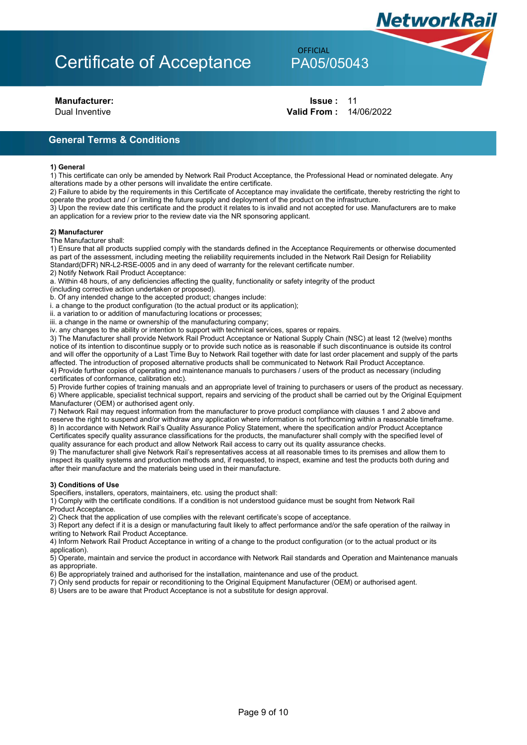# Certificate of Acceptance

OFFICIAL
PA05/05043

**Manufacturer:**
Dual Inventive

**Issue :** 11
**Valid From :** 14/06/2022

## General Terms & Conditions

**1) General**

1) This certificate can only be amended by Network Rail Product Acceptance, the Professional Head or nominated delegate. Any alterations made by a other persons will invalidate the entire certificate.
2) Failure to abide by the requirements in this Certificate of Acceptance may invalidate the certificate, thereby restricting the right to operate the product and / or limiting the future supply and deployment of the product on the infrastructure.
3) Upon the review date this certificate and the product it relates to is invalid and not accepted for use. Manufacturers are to make an application for a review prior to the review date via the NR sponsoring applicant.

**2) Manufacturer**

The Manufacturer shall:
1) Ensure that all products supplied comply with the standards defined in the Acceptance Requirements or otherwise documented as part of the assessment, including meeting the reliability requirements included in the Network Rail Design for Reliability Standard(DFR) NR-L2-RSE-0005 and in any deed of warranty for the relevant certificate number.
2) Notify Network Rail Product Acceptance:
a. Within 48 hours, of any deficiencies affecting the quality, functionality or safety integrity of the product (including corrective action undertaken or proposed).
b. Of any intended change to the accepted product; changes include:
i. a change to the product configuration (to the actual product or its application);
ii. a variation to or addition of manufacturing locations or processes;
iii. a change in the name or ownership of the manufacturing company;
iv. any changes to the ability or intention to support with technical services, spares or repairs.
3) The Manufacturer shall provide Network Rail Product Acceptance or National Supply Chain (NSC) at least 12 (twelve) months notice of its intention to discontinue supply or to provide such notice as is reasonable if such discontinuance is outside its control and will offer the opportunity of a Last Time Buy to Network Rail together with date for last order placement and supply of the parts affected. The introduction of proposed alternative products shall be communicated to Network Rail Product Acceptance.
4) Provide further copies of operating and maintenance manuals to purchasers / users of the product as necessary (including certificates of conformance, calibration etc).
5) Provide further copies of training manuals and an appropriate level of training to purchasers or users of the product as necessary.
6) Where applicable, specialist technical support, repairs and servicing of the product shall be carried out by the Original Equipment Manufacturer (OEM) or authorised agent only.
7) Network Rail may request information from the manufacturer to prove product compliance with clauses 1 and 2 above and reserve the right to suspend and/or withdraw any application where information is not forthcoming within a reasonable timeframe.
8) In accordance with Network Rail's Quality Assurance Policy Statement, where the specification and/or Product Acceptance Certificates specify quality assurance classifications for the products, the manufacturer shall comply with the specified level of quality assurance for each product and allow Network Rail access to carry out its quality assurance checks.
9) The manufacturer shall give Network Rail's representatives access at all reasonable times to its premises and allow them to inspect its quality systems and production methods and, if requested, to inspect, examine and test the products both during and after their manufacture and the materials being used in their manufacture.

**3) Conditions of Use**

Specifiers, installers, operators, maintainers, etc. using the product shall:
1) Comply with the certificate conditions. If a condition is not understood guidance must be sought from Network Rail Product Acceptance.
2) Check that the application of use complies with the relevant certificate's scope of acceptance.
3) Report any defect if it is a design or manufacturing fault likely to affect performance and/or the safe operation of the railway in writing to Network Rail Product Acceptance.
4) Inform Network Rail Product Acceptance in writing of a change to the product configuration (or to the actual product or its application).
5) Operate, maintain and service the product in accordance with Network Rail standards and Operation and Maintenance manuals as appropriate.
6) Be appropriately trained and authorised for the installation, maintenance and use of the product.
7) Only send products for repair or reconditioning to the Original Equipment Manufacturer (OEM) or authorised agent.
8) Users are to be aware that Product Acceptance is not a substitute for design approval.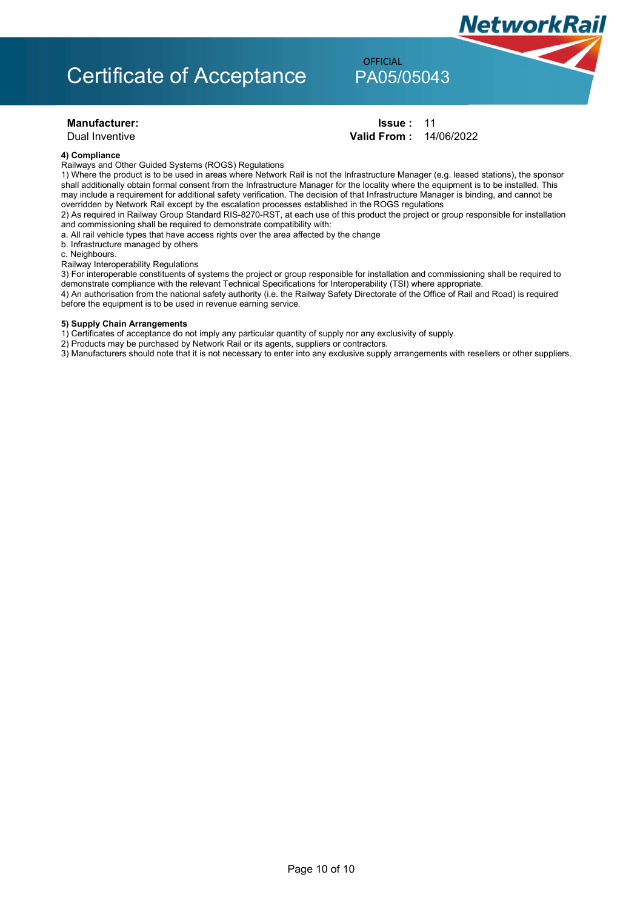**Manufacturer:**
Dual Inventive

**Issue :** 11
**Valid From :** 14/06/2022

**4) Compliance**

Railways and Other Guided Systems (ROGS) Regulations

1) Where the product is to be used in areas where Network Rail is not the Infrastructure Manager (e.g. leased stations), the sponsor shall additionally obtain formal consent from the Infrastructure Manager for the locality where the equipment is to be installed. This may include a requirement for additional safety verification. The decision of that Infrastructure Manager is binding, and cannot be overridden by Network Rail except by the escalation processes established in the ROGS regulations

2) As required in Railway Group Standard RIS-8270-RST, at each use of this product the project or group responsible for installation and commissioning shall be required to demonstrate compatibility with:

a. All rail vehicle types that have access rights over the area affected by the change
b. Infrastructure managed by others
c. Neighbours.

Railway Interoperability Regulations

3) For interoperable constituents of systems the project or group responsible for installation and commissioning shall be required to demonstrate compliance with the relevant Technical Specifications for Interoperability (TSI) where appropriate.

4) An authorisation from the national safety authority (i.e. the Railway Safety Directorate of the Office of Rail and Road) is required before the equipment is to be used in revenue earning service.

**5) Supply Chain Arrangements**

1) Certificates of acceptance do not imply any particular quantity of supply nor any exclusivity of supply.
2) Products may be purchased by Network Rail or its agents, suppliers or contractors.
3) Manufacturers should note that it is not necessary to enter into any exclusive supply arrangements with resellers or other suppliers.